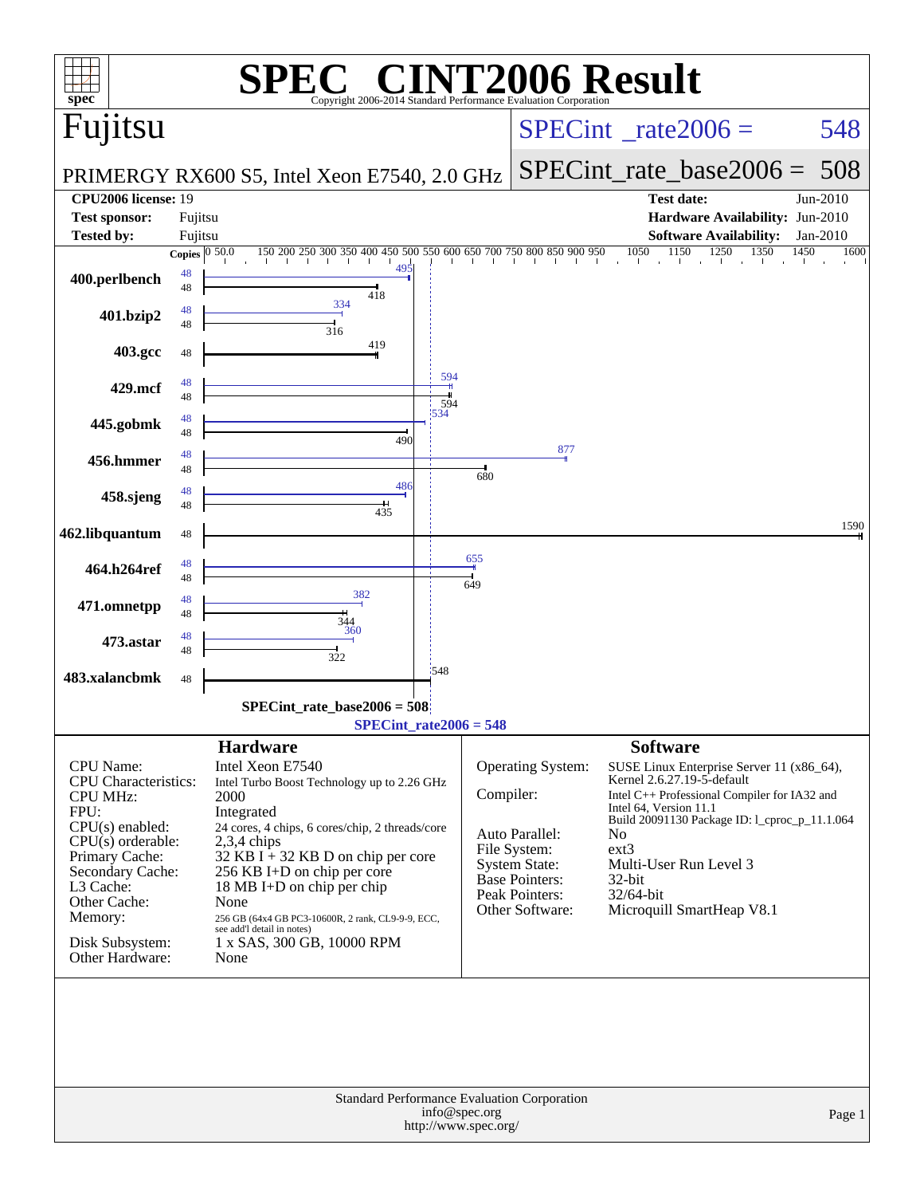# SPEC CINT2006 Result

Copyright 2006-2014 Standard Performance Evaluation Corporation

## Fujitsu

PRIMERGY RX600 S5, Intel Xeon E7540, 2.0 GHz

SPECint_rate2006 = 548

SPECint_rate_base2006 = 508

| | | | |
|---|---|---|---|
| **CPU2006 license:** | 19 | **Test date:** | Jun-2010 |
| **Test sponsor:** | Fujitsu | **Hardware Availability:** | Jun-2010 |
| **Tested by:** | Fujitsu | **Software Availability:** | Jan-2010 |

| Benchmark | Copies | Peak | Base |
|---|---|---|---|
| 400.perlbench | 48 | 495 | 418 |
| 401.bzip2 | 48 | 334 | 316 |
| 403.gcc | 48 | | 419 |
| 429.mcf | 48 | 594 | 594 |
| 445.gobmk | 48 | 534 | 490 |
| 456.hmmer | 48 | 877 | 680 |
| 458.sjeng | 48 | 486 | 435 |
| 462.libquantum | 48 | | 1590 |
| 464.h264ref | 48 | 655 | 649 |
| 471.omnetpp | 48 | 382 | 344 |
| 473.astar | 48 | 360 | 322 |
| 483.xalancbmk | 48 | | 548 |

SPECint_rate_base2006 = 508

SPECint_rate2006 = 548

## Hardware

| | |
|---|---|
| CPU Name: | Intel Xeon E7540 |
| CPU Characteristics: | Intel Turbo Boost Technology up to 2.26 GHz |
| CPU MHz: | 2000 |
| FPU: | Integrated |
| CPU(s) enabled: | 24 cores, 4 chips, 6 cores/chip, 2 threads/core |
| CPU(s) orderable: | 2,3,4 chips |
| Primary Cache: | 32 KB I + 32 KB D on chip per core |
| Secondary Cache: | 256 KB I+D on chip per core |
| L3 Cache: | 18 MB I+D on chip per chip |
| Other Cache: | None |
| Memory: | 256 GB (64x4 GB PC3-10600R, 2 rank, CL9-9-9, ECC, see add'l detail in notes) |
| Disk Subsystem: | 1 x SAS, 300 GB, 10000 RPM |
| Other Hardware: | None |

## Software

| | |
|---|---|
| Operating System: | SUSE Linux Enterprise Server 11 (x86_64), Kernel 2.6.27.19-5-default |
| Compiler: | Intel C++ Professional Compiler for IA32 and Intel 64, Version 11.1 Build 20091130 Package ID: l_cproc_p_11.1.064 |
| Auto Parallel: | No |
| File System: | ext3 |
| System State: | Multi-User Run Level 3 |
| Base Pointers: | 32-bit |
| Peak Pointers: | 32/64-bit |
| Other Software: | Microquill SmartHeap V8.1 |

Standard Performance Evaluation Corporation
info@spec.org
http://www.spec.org/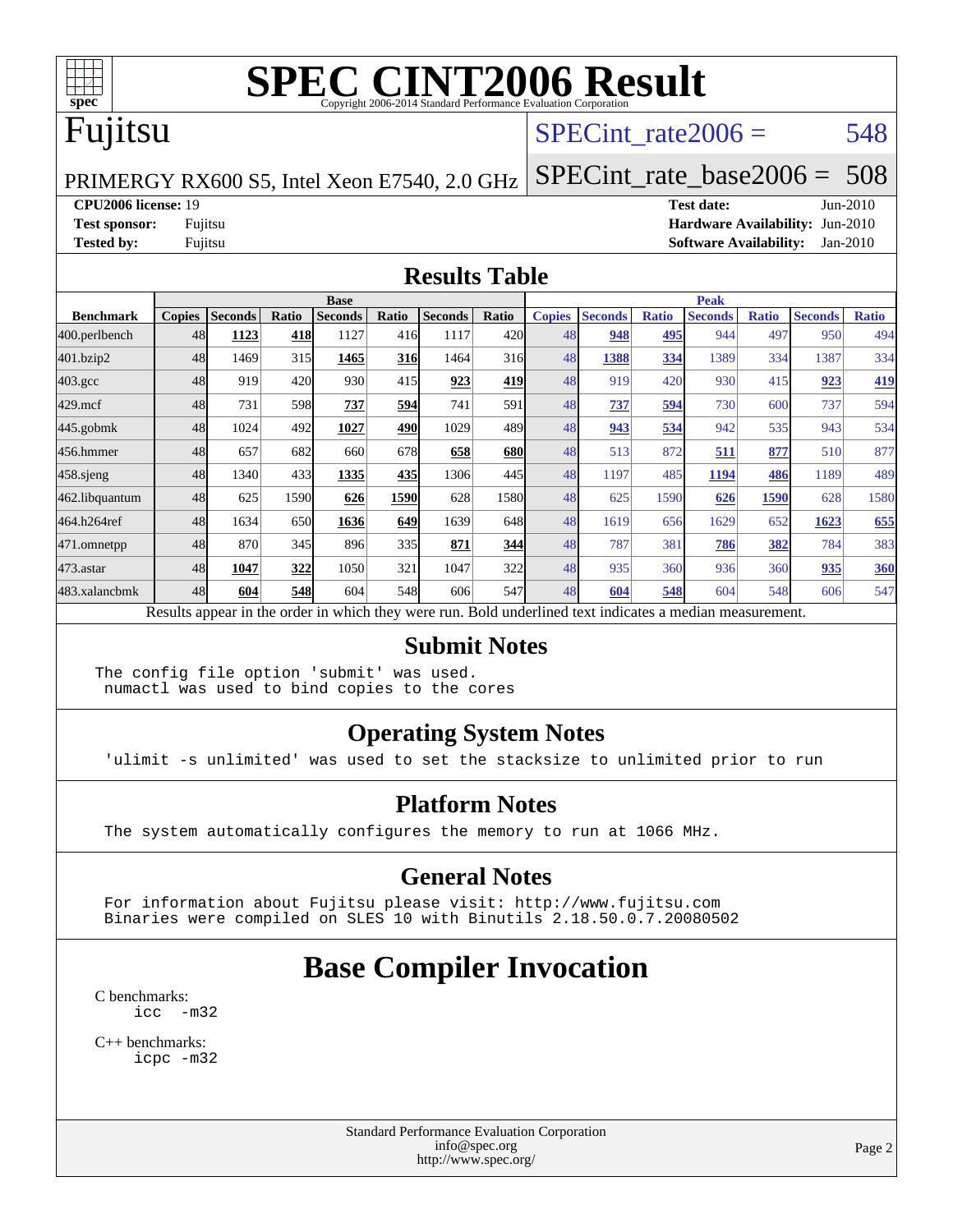# SPEC CINT2006 Result

Copyright 2006-2014 Standard Performance Evaluation Corporation

## Fujitsu

PRIMERGY RX600 S5, Intel Xeon E7540, 2.0 GHz

SPECint_rate2006 = 548

SPECint_rate_base2006 = 508

**CPU2006 license:** 19
**Test sponsor:** Fujitsu
**Tested by:** Fujitsu

**Test date:** Jun-2010
**Hardware Availability:** Jun-2010
**Software Availability:** Jan-2010

## Results Table

| Benchmark | Base | | | | | | | Peak | | | | | | |
|---|---|---|---|---|---|---|---|---|---|---|---|---|---|---|
| | Copies | Seconds | Ratio | Seconds | Ratio | Seconds | Ratio | Copies | Seconds | Ratio | Seconds | Ratio | Seconds | Ratio |
| 400.perlbench | 48 | **1123** | **418** | 1127 | 416 | 1117 | 420 | 48 | **948** | **495** | 944 | 497 | 950 | 494 |
| 401.bzip2 | 48 | 1469 | 315 | **1465** | **316** | 1464 | 316 | 48 | **1388** | **334** | 1389 | 334 | 1387 | 334 |
| 403.gcc | 48 | 919 | 420 | 930 | 415 | **923** | **419** | 48 | 919 | 420 | 930 | 415 | **923** | **419** |
| 429.mcf | 48 | 731 | 598 | **737** | **594** | 741 | 591 | 48 | **737** | **594** | 730 | 600 | 737 | 594 |
| 445.gobmk | 48 | 1024 | 492 | **1027** | **490** | 1029 | 489 | 48 | **943** | **534** | 942 | 535 | 943 | 534 |
| 456.hmmer | 48 | 657 | 682 | 660 | 678 | **658** | **680** | 48 | 513 | 872 | **511** | **877** | 510 | 877 |
| 458.sjeng | 48 | 1340 | 433 | **1335** | **435** | 1306 | 445 | 48 | 1197 | 485 | **1194** | **486** | 1189 | 489 |
| 462.libquantum | 48 | 625 | 1590 | **626** | **1590** | 628 | 1580 | 48 | 625 | 1590 | **626** | **1590** | 628 | 1580 |
| 464.h264ref | 48 | 1634 | 650 | **1636** | **649** | 1639 | 648 | 48 | 1619 | 656 | 1629 | 652 | **1623** | **655** |
| 471.omnetpp | 48 | 870 | 345 | 896 | 335 | **871** | **344** | 48 | 787 | 381 | **786** | **382** | 784 | 383 |
| 473.astar | 48 | **1047** | **322** | 1050 | 321 | 1047 | 322 | 48 | 935 | 360 | 936 | 360 | **935** | **360** |
| 483.xalancbmk | 48 | **604** | **548** | 604 | 548 | 606 | 547 | 48 | **604** | **548** | 604 | 548 | 606 | 547 |

Results appear in the order in which they were run. Bold underlined text indicates a median measurement.

## Submit Notes

```
The config file option 'submit' was used.
 numactl was used to bind copies to the cores
```

## Operating System Notes

```
'ulimit -s unlimited' was used to set the stacksize to unlimited prior to run
```

## Platform Notes

```
The system automatically configures the memory to run at 1066 MHz.
```

## General Notes

```
For information about Fujitsu please visit: http://www.fujitsu.com
Binaries were compiled on SLES 10 with Binutils 2.18.50.0.7.20080502
```

# Base Compiler Invocation

C benchmarks:
```
icc  -m32
```

C++ benchmarks:
```
icpc -m32
```

Standard Performance Evaluation Corporation
info@spec.org
http://www.spec.org/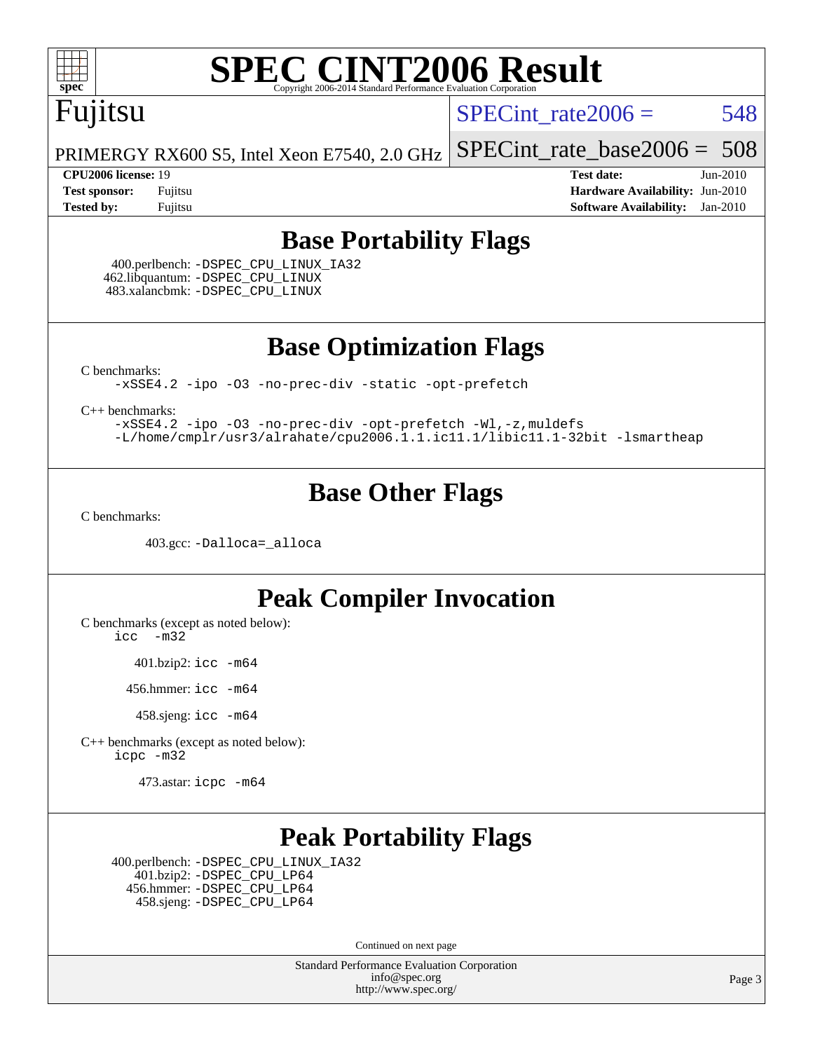Fujitsu

PRIMERGY RX600 S5, Intel Xeon E7540, 2.0 GHz

SPECint_rate2006 = 548

SPECint_rate_base2006 = 508

| | | | |
|---|---|---|---|
| **CPU2006 license:** | 19 | **Test date:** | Jun-2010 |
| **Test sponsor:** | Fujitsu | **Hardware Availability:** | Jun-2010 |
| **Tested by:** | Fujitsu | **Software Availability:** | Jan-2010 |

## Base Portability Flags

400.perlbench: `-DSPEC_CPU_LINUX_IA32`
462.libquantum: `-DSPEC_CPU_LINUX`
483.xalancbmk: `-DSPEC_CPU_LINUX`

## Base Optimization Flags

C benchmarks:
`-xSSE4.2 -ipo -O3 -no-prec-div -static -opt-prefetch`

C++ benchmarks:
`-xSSE4.2 -ipo -O3 -no-prec-div -opt-prefetch -Wl,-z,muldefs`
`-L/home/cmplr/usr3/alrahate/cpu2006.1.1.ic11.1/libic11.1-32bit -lsmartheap`

## Base Other Flags

C benchmarks:

403.gcc: `-Dalloca=_alloca`

## Peak Compiler Invocation

C benchmarks (except as noted below):
`icc -m32`

401.bzip2: `icc -m64`

456.hmmer: `icc -m64`

458.sjeng: `icc -m64`

C++ benchmarks (except as noted below):
`icpc -m32`

473.astar: `icpc -m64`

## Peak Portability Flags

400.perlbench: `-DSPEC_CPU_LINUX_IA32`
401.bzip2: `-DSPEC_CPU_LP64`
456.hmmer: `-DSPEC_CPU_LP64`
458.sjeng: `-DSPEC_CPU_LP64`

Continued on next page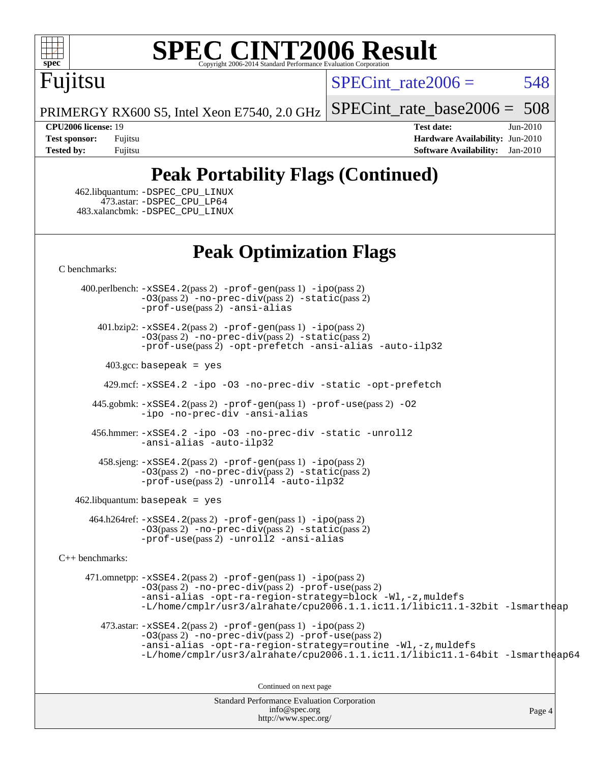# SPEC CINT2006 Result

Copyright 2006-2014 Standard Performance Evaluation Corporation

Fujitsu

PRIMERGY RX600 S5, Intel Xeon E7540, 2.0 GHz

SPECint_rate2006 = 548

SPECint_rate_base2006 = 508

**CPU2006 license:** 19
**Test sponsor:** Fujitsu
**Tested by:** Fujitsu

**Test date:** Jun-2010
**Hardware Availability:** Jun-2010
**Software Availability:** Jan-2010

## Peak Portability Flags (Continued)

462.libquantum: -DSPEC_CPU_LINUX
473.astar: -DSPEC_CPU_LP64
483.xalancbmk: -DSPEC_CPU_LINUX

## Peak Optimization Flags

C benchmarks:

400.perlbench: -xSSE4.2(pass 2) -prof-gen(pass 1) -ipo(pass 2) -O3(pass 2) -no-prec-div(pass 2) -static(pass 2) -prof-use(pass 2) -ansi-alias

401.bzip2: -xSSE4.2(pass 2) -prof-gen(pass 1) -ipo(pass 2) -O3(pass 2) -no-prec-div(pass 2) -static(pass 2) -prof-use(pass 2) -opt-prefetch -ansi-alias -auto-ilp32

403.gcc: basepeak = yes

429.mcf: -xSSE4.2 -ipo -O3 -no-prec-div -static -opt-prefetch

445.gobmk: -xSSE4.2(pass 2) -prof-gen(pass 1) -prof-use(pass 2) -O2 -ipo -no-prec-div -ansi-alias

456.hmmer: -xSSE4.2 -ipo -O3 -no-prec-div -static -unroll2 -ansi-alias -auto-ilp32

458.sjeng: -xSSE4.2(pass 2) -prof-gen(pass 1) -ipo(pass 2) -O3(pass 2) -no-prec-div(pass 2) -static(pass 2) -prof-use(pass 2) -unroll4 -auto-ilp32

462.libquantum: basepeak = yes

464.h264ref: -xSSE4.2(pass 2) -prof-gen(pass 1) -ipo(pass 2) -O3(pass 2) -no-prec-div(pass 2) -static(pass 2) -prof-use(pass 2) -unroll2 -ansi-alias

C++ benchmarks:

471.omnetpp: -xSSE4.2(pass 2) -prof-gen(pass 1) -ipo(pass 2) -O3(pass 2) -no-prec-div(pass 2) -prof-use(pass 2) -ansi-alias -opt-ra-region-strategy=block -Wl,-z,muldefs -L/home/cmplr/usr3/alrahate/cpu2006.1.1.ic11.1/libic11.1-32bit -lsmartheap

473.astar: -xSSE4.2(pass 2) -prof-gen(pass 1) -ipo(pass 2) -O3(pass 2) -no-prec-div(pass 2) -prof-use(pass 2) -ansi-alias -opt-ra-region-strategy=routine -Wl,-z,muldefs -L/home/cmplr/usr3/alrahate/cpu2006.1.1.ic11.1/libic11.1-64bit -lsmartheap64

Continued on next page

Standard Performance Evaluation Corporation
info@spec.org
http://www.spec.org/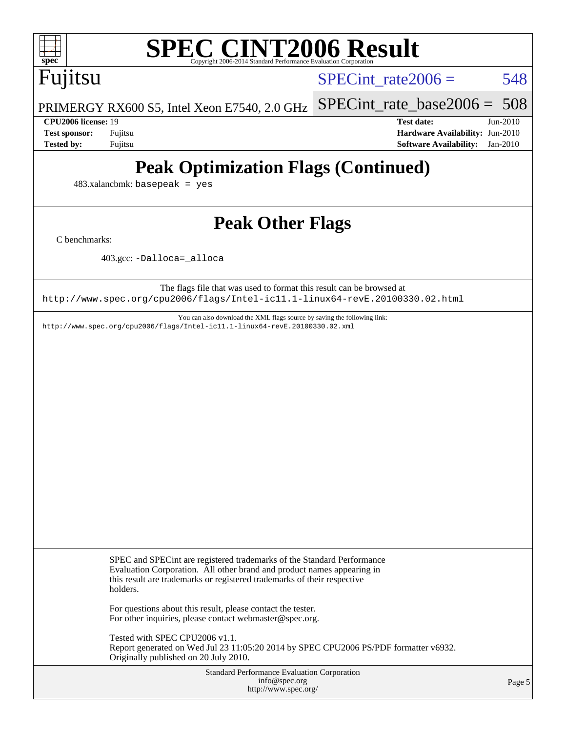# Peak Optimization Flags (Continued)

483.xalancbmk: basepeak = yes

# Peak Other Flags

C benchmarks:

403.gcc: -Dalloca=_alloca

The flags file that was used to format this result can be browsed at
http://www.spec.org/cpu2006/flags/Intel-ic11.1-linux64-revE.20100330.02.html

You can also download the XML flags source by saving the following link:
http://www.spec.org/cpu2006/flags/Intel-ic11.1-linux64-revE.20100330.02.xml

SPEC and SPECint are registered trademarks of the Standard Performance Evaluation Corporation. All other brand and product names appearing in this result are trademarks or registered trademarks of their respective holders.

For questions about this result, please contact the tester.
For other inquiries, please contact webmaster@spec.org.

Tested with SPEC CPU2006 v1.1.
Report generated on Wed Jul 23 11:05:20 2014 by SPEC CPU2006 PS/PDF formatter v6932.
Originally published on 20 July 2010.